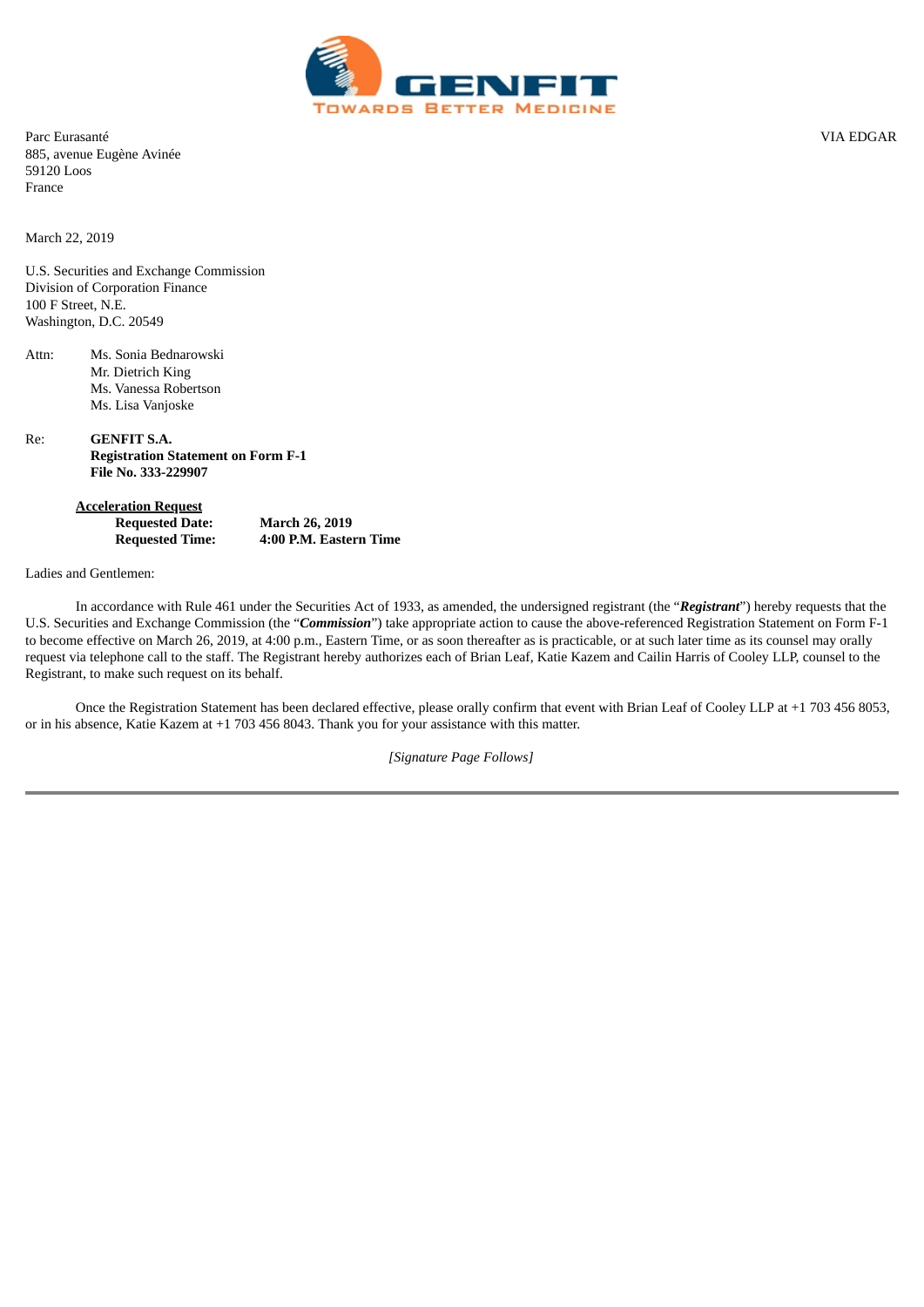GENFIT

TOWARDS BETTER MEDICINE

Parc Eurasanté
885, avenue Eugène Avinée
59120 Loos
France

VIA EDGAR

March 22, 2019

U.S. Securities and Exchange Commission
Division of Corporation Finance
100 F Street, N.E.
Washington, D.C. 20549

Attn: Ms. Sonia Bednarowski
Mr. Dietrich King
Ms. Vanessa Robertson
Ms. Lisa Vanjoske

Re: **GENFIT S.A.**
**Registration Statement on Form F-1**
**File No. 333-229907**

**Acceleration Request**

| | |
|---|---|
| **Requested Date:** | **March 26, 2019** |
| **Requested Time:** | **4:00 P.M. Eastern Time** |

Ladies and Gentlemen:

In accordance with Rule 461 under the Securities Act of 1933, as amended, the undersigned registrant (the "***Registrant***") hereby requests that the U.S. Securities and Exchange Commission (the "***Commission***") take appropriate action to cause the above-referenced Registration Statement on Form F-1 to become effective on March 26, 2019, at 4:00 p.m., Eastern Time, or as soon thereafter as is practicable, or at such later time as its counsel may orally request via telephone call to the staff. The Registrant hereby authorizes each of Brian Leaf, Katie Kazem and Cailin Harris of Cooley LLP, counsel to the Registrant, to make such request on its behalf.

Once the Registration Statement has been declared effective, please orally confirm that event with Brian Leaf of Cooley LLP at +1 703 456 8053, or in his absence, Katie Kazem at +1 703 456 8043. Thank you for your assistance with this matter.

*[Signature Page Follows]*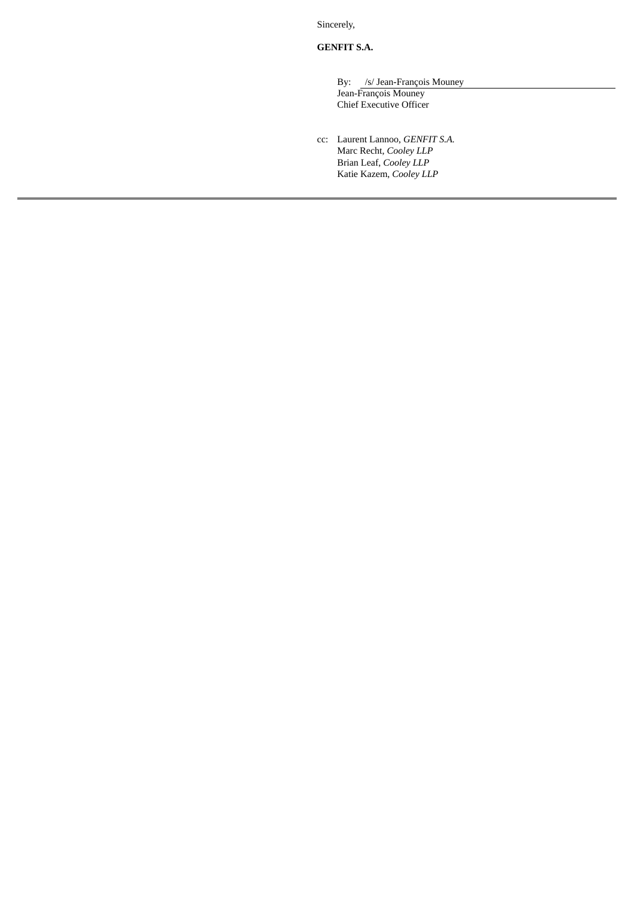Sincerely,

**GENFIT S.A.**

By: /s/ Jean-François Mouney
Jean-François Mouney
Chief Executive Officer

cc: Laurent Lannoo, *GENFIT S.A.*
Marc Recht, *Cooley LLP*
Brian Leaf, *Cooley LLP*
Katie Kazem, *Cooley LLP*